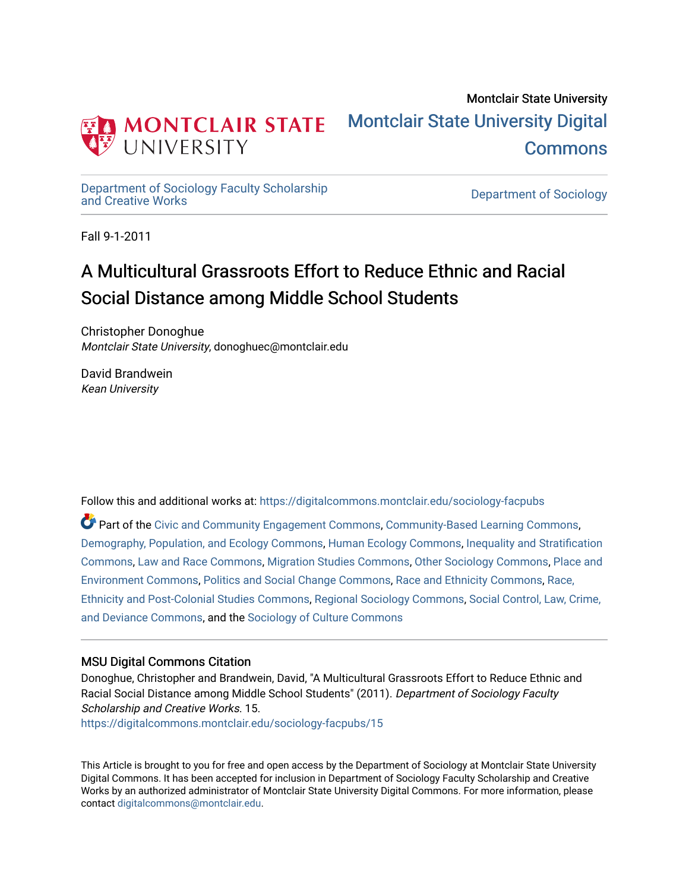Montclair State University

MONTCLAIR STATE UNIVERSITY

Montclair State University Digital Commons

Department of Sociology Faculty Scholarship and Creative Works

Department of Sociology

Fall 9-1-2011

# A Multicultural Grassroots Effort to Reduce Ethnic and Racial Social Distance among Middle School Students

Christopher Donoghue
*Montclair State University*, donoghuec@montclair.edu

David Brandwein
*Kean University*

Follow this and additional works at: https://digitalcommons.montclair.edu/sociology-facpubs

Part of the Civic and Community Engagement Commons, Community-Based Learning Commons, Demography, Population, and Ecology Commons, Human Ecology Commons, Inequality and Stratification Commons, Law and Race Commons, Migration Studies Commons, Other Sociology Commons, Place and Environment Commons, Politics and Social Change Commons, Race and Ethnicity Commons, Race, Ethnicity and Post-Colonial Studies Commons, Regional Sociology Commons, Social Control, Law, Crime, and Deviance Commons, and the Sociology of Culture Commons

### MSU Digital Commons Citation

Donoghue, Christopher and Brandwein, David, "A Multicultural Grassroots Effort to Reduce Ethnic and Racial Social Distance among Middle School Students" (2011). *Department of Sociology Faculty Scholarship and Creative Works*. 15.
https://digitalcommons.montclair.edu/sociology-facpubs/15

This Article is brought to you for free and open access by the Department of Sociology at Montclair State University Digital Commons. It has been accepted for inclusion in Department of Sociology Faculty Scholarship and Creative Works by an authorized administrator of Montclair State University Digital Commons. For more information, please contact digitalcommons@montclair.edu.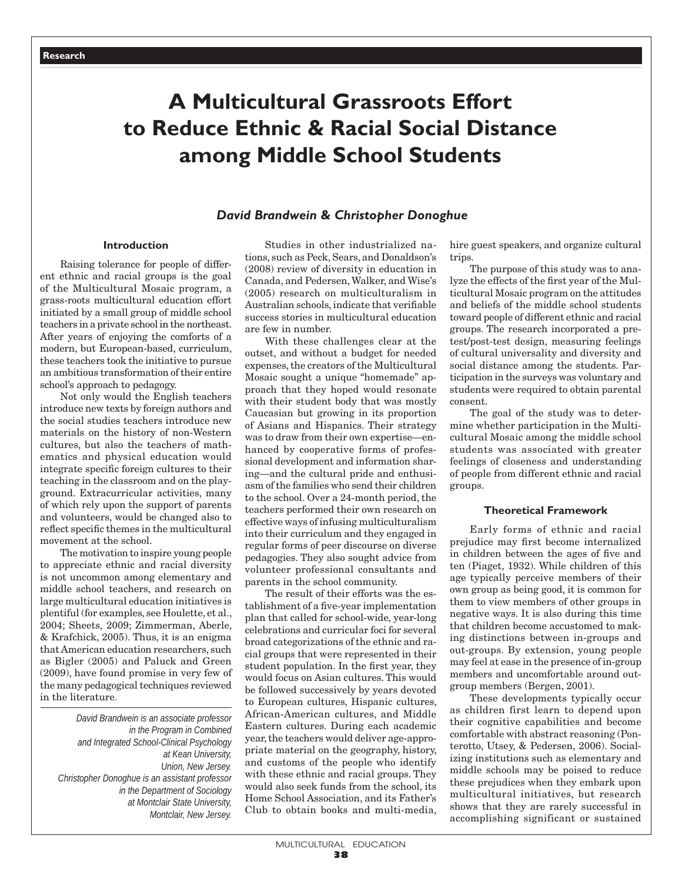# A Multicultural Grassroots Effort to Reduce Ethnic & Racial Social Distance among Middle School Students

*David Brandwein & Christopher Donoghue*

## Introduction

Raising tolerance for people of different ethnic and racial groups is the goal of the Multicultural Mosaic program, a grass-roots multicultural education effort initiated by a small group of middle school teachers in a private school in the northeast. After years of enjoying the comforts of a modern, but European-based, curriculum, these teachers took the initiative to pursue an ambitious transformation of their entire school's approach to pedagogy.

Not only would the English teachers introduce new texts by foreign authors and the social studies teachers introduce new materials on the history of non-Western cultures, but also the teachers of mathematics and physical education would integrate specific foreign cultures to their teaching in the classroom and on the playground. Extracurricular activities, many of which rely upon the support of parents and volunteers, would be changed also to reflect specific themes in the multicultural movement at the school.

The motivation to inspire young people to appreciate ethnic and racial diversity is not uncommon among elementary and middle school teachers, and research on large multicultural education initiatives is plentiful (for examples, see Houlette, et al., 2004; Sheets, 2009; Zimmerman, Aberle, & Krafchick, 2005). Thus, it is an enigma that American education researchers, such as Bigler (2005) and Paluck and Green (2009), have found promise in very few of the many pedagogical techniques reviewed in the literature.

*David Brandwein is an associate professor in the Program in Combined and Integrated School-Clinical Psychology at Kean University, Union, New Jersey. Christopher Donoghue is an assistant professor in the Department of Sociology at Montclair State University, Montclair, New Jersey.*

Studies in other industrialized nations, such as Peck, Sears, and Donaldson's (2008) review of diversity in education in Canada, and Pedersen, Walker, and Wise's (2005) research on multiculturalism in Australian schools, indicate that verifiable success stories in multicultural education are few in number.

With these challenges clear at the outset, and without a budget for needed expenses, the creators of the Multicultural Mosaic sought a unique "homemade" approach that they hoped would resonate with their student body that was mostly Caucasian but growing in its proportion of Asians and Hispanics. Their strategy was to draw from their own expertise—enhanced by cooperative forms of professional development and information sharing—and the cultural pride and enthusiasm of the families who send their children to the school. Over a 24-month period, the teachers performed their own research on effective ways of infusing multiculturalism into their curriculum and they engaged in regular forms of peer discourse on diverse pedagogies. They also sought advice from volunteer professional consultants and parents in the school community.

The result of their efforts was the establishment of a five-year implementation plan that called for school-wide, year-long celebrations and curricular foci for several broad categorizations of the ethnic and racial groups that were represented in their student population. In the first year, they would focus on Asian cultures. This would be followed successively by years devoted to European cultures, Hispanic cultures, African-American cultures, and Middle Eastern cultures. During each academic year, the teachers would deliver age-appropriate material on the geography, history, and customs of the people who identify with these ethnic and racial groups. They would also seek funds from the school, its Home School Association, and its Father's Club to obtain books and multi-media, hire guest speakers, and organize cultural trips.

The purpose of this study was to analyze the effects of the first year of the Multicultural Mosaic program on the attitudes and beliefs of the middle school students toward people of different ethnic and racial groups. The research incorporated a pre-test/post-test design, measuring feelings of cultural universality and diversity and social distance among the students. Participation in the surveys was voluntary and students were required to obtain parental consent.

The goal of the study was to determine whether participation in the Multicultural Mosaic among the middle school students was associated with greater feelings of closeness and understanding of people from different ethnic and racial groups.

## Theoretical Framework

Early forms of ethnic and racial prejudice may first become internalized in children between the ages of five and ten (Piaget, 1932). While children of this age typically perceive members of their own group as being good, it is common for them to view members of other groups in negative ways. It is also during this time that children become accustomed to making distinctions between in-groups and out-groups. By extension, young people may feel at ease in the presence of in-group members and uncomfortable around out-group members (Bergen, 2001).

These developments typically occur as children first learn to depend upon their cognitive capabilities and become comfortable with abstract reasoning (Ponterotto, Utsey, & Pedersen, 2006). Socializing institutions such as elementary and middle schools may be poised to reduce these prejudices when they embark upon multicultural initiatives, but research shows that they are rarely successful in accomplishing significant or sustained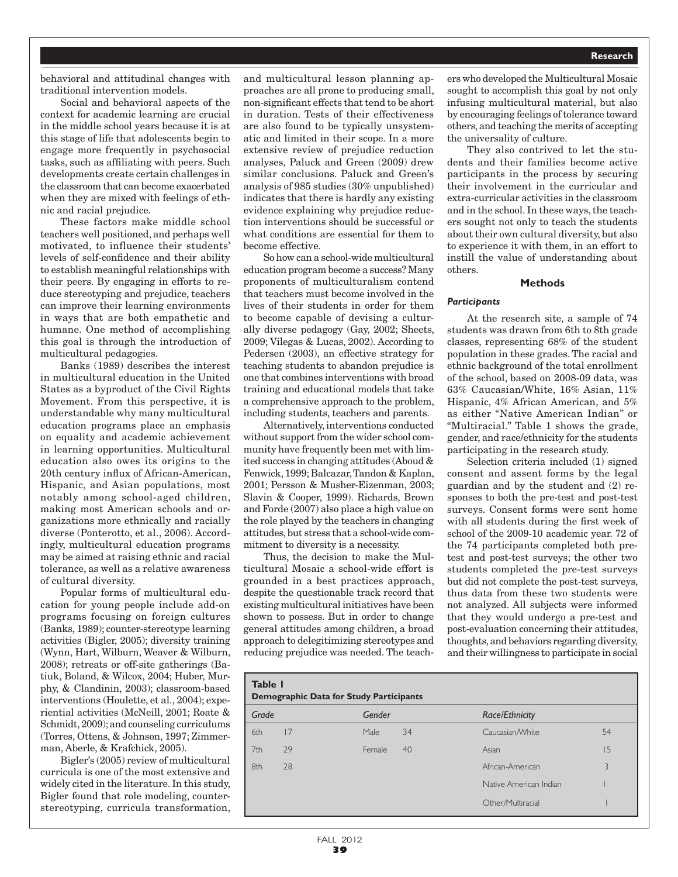behavioral and attitudinal changes with traditional intervention models.

Social and behavioral aspects of the context for academic learning are crucial in the middle school years because it is at this stage of life that adolescents begin to engage more frequently in psychosocial tasks, such as affiliating with peers. Such developments create certain challenges in the classroom that can become exacerbated when they are mixed with feelings of ethnic and racial prejudice.

These factors make middle school teachers well positioned, and perhaps well motivated, to influence their students' levels of self-confidence and their ability to establish meaningful relationships with their peers. By engaging in efforts to reduce stereotyping and prejudice, teachers can improve their learning environments in ways that are both empathetic and humane. One method of accomplishing this goal is through the introduction of multicultural pedagogies.

Banks (1989) describes the interest in multicultural education in the United States as a byproduct of the Civil Rights Movement. From this perspective, it is understandable why many multicultural education programs place an emphasis on equality and academic achievement in learning opportunities. Multicultural education also owes its origins to the 20th century influx of African-American, Hispanic, and Asian populations, most notably among school-aged children, making most American schools and organizations more ethnically and racially diverse (Ponterotto, et al., 2006). Accordingly, multicultural education programs may be aimed at raising ethnic and racial tolerance, as well as a relative awareness of cultural diversity.

Popular forms of multicultural education for young people include add-on programs focusing on foreign cultures (Banks, 1989); counter-stereotype learning activities (Bigler, 2005); diversity training (Wynn, Hart, Wilburn, Weaver & Wilburn, 2008); retreats or off-site gatherings (Batiuk, Boland, & Wilcox, 2004; Huber, Murphy, & Clandinin, 2003); classroom-based interventions (Houlette, et al., 2004); experiential activities (McNeill, 2001; Roate & Schmidt, 2009); and counseling curriculums (Torres, Ottens, & Johnson, 1997; Zimmerman, Aberle, & Krafchick, 2005).

Bigler's (2005) review of multicultural curricula is one of the most extensive and widely cited in the literature. In this study, Bigler found that role modeling, counter-stereotyping, curricula transformation, and multicultural lesson planning approaches are all prone to producing small, non-significant effects that tend to be short in duration. Tests of their effectiveness are also found to be typically unsystematic and limited in their scope. In a more extensive review of prejudice reduction analyses, Paluck and Green (2009) drew similar conclusions. Paluck and Green's analysis of 985 studies (30% unpublished) indicates that there is hardly any existing evidence explaining why prejudice reduction interventions should be successful or what conditions are essential for them to become effective.

So how can a school-wide multicultural education program become a success? Many proponents of multiculturalism contend that teachers must become involved in the lives of their students in order for them to become capable of devising a culturally diverse pedagogy (Gay, 2002; Sheets, 2009; Vilegas & Lucas, 2002). According to Pedersen (2003), an effective strategy for teaching students to abandon prejudice is one that combines interventions with broad training and educational models that take a comprehensive approach to the problem, including students, teachers and parents.

Alternatively, interventions conducted without support from the wider school community have frequently been met with limited success in changing attitudes (Aboud & Fenwick, 1999; Balcazar, Tandon & Kaplan, 2001; Persson & Musher-Eizenman, 2003; Slavin & Cooper, 1999). Richards, Brown and Forde (2007) also place a high value on the role played by the teachers in changing attitudes, but stress that a school-wide commitment to diversity is a necessity.

Thus, the decision to make the Multicultural Mosaic a school-wide effort is grounded in a best practices approach, despite the questionable track record that existing multicultural initiatives have been shown to possess. But in order to change general attitudes among children, a broad approach to delegitimizing stereotypes and reducing prejudice was needed. The teachers who developed the Multicultural Mosaic sought to accomplish this goal by not only infusing multicultural material, but also by encouraging feelings of tolerance toward others, and teaching the merits of accepting the universality of culture.

They also contrived to let the students and their families become active participants in the process by securing their involvement in the curricular and extra-curricular activities in the classroom and in the school. In these ways, the teachers sought not only to teach the students about their own cultural diversity, but also to experience it with them, in an effort to instill the value of understanding about others.

## Methods

### *Participants*

At the research site, a sample of 74 students was drawn from 6th to 8th grade classes, representing 68% of the student population in these grades. The racial and ethnic background of the total enrollment of the school, based on 2008-09 data, was 63% Caucasian/White, 16% Asian, 11% Hispanic, 4% African American, and 5% as either "Native American Indian" or "Multiracial." Table 1 shows the grade, gender, and race/ethnicity for the students participating in the research study.

Selection criteria included (1) signed consent and assent forms by the legal guardian and by the student and (2) responses to both the pre-test and post-test surveys. Consent forms were sent home with all students during the first week of school of the 2009-10 academic year. 72 of the 74 participants completed both pre-test and post-test surveys; the other two students completed the pre-test surveys but did not complete the post-test surveys, thus data from these two students were not analyzed. All subjects were informed that they would undergo a pre-test and post-evaluation concerning their attitudes, thoughts, and behaviors regarding diversity, and their willingness to participate in social

**Table 1**
**Demographic Data for Study Participants**

| *Grade* | | *Gender* | | *Race/Ethnicity* | |
|---|---|---|---|---|---|
| 6th | 17 | Male | 34 | Caucasian/White | 54 |
| 7th | 29 | Female | 40 | Asian | 15 |
| 8th | 28 | | | African-American | 3 |
| | | | | Native American Indian | 1 |
| | | | | Other/Multiracial | 1 |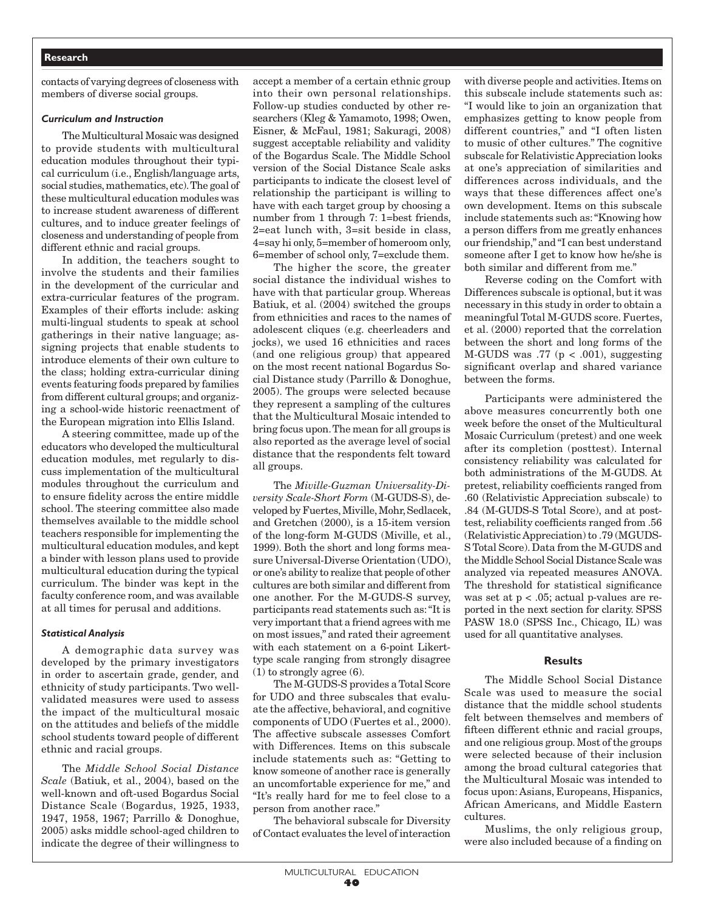contacts of varying degrees of closeness with members of diverse social groups.

### *Curriculum and Instruction*

The Multicultural Mosaic was designed to provide students with multicultural education modules throughout their typical curriculum (i.e., English/language arts, social studies, mathematics, etc). The goal of these multicultural education modules was to increase student awareness of different cultures, and to induce greater feelings of closeness and understanding of people from different ethnic and racial groups.

In addition, the teachers sought to involve the students and their families in the development of the curricular and extra-curricular features of the program. Examples of their efforts include: asking multi-lingual students to speak at school gatherings in their native language; assigning projects that enable students to introduce elements of their own culture to the class; holding extra-curricular dining events featuring foods prepared by families from different cultural groups; and organizing a school-wide historic reenactment of the European migration into Ellis Island.

A steering committee, made up of the educators who developed the multicultural education modules, met regularly to discuss implementation of the multicultural modules throughout the curriculum and to ensure fidelity across the entire middle school. The steering committee also made themselves available to the middle school teachers responsible for implementing the multicultural education modules, and kept a binder with lesson plans used to provide multicultural education during the typical curriculum. The binder was kept in the faculty conference room, and was available at all times for perusal and additions.

### *Statistical Analysis*

A demographic data survey was developed by the primary investigators in order to ascertain grade, gender, and ethnicity of study participants. Two well-validated measures were used to assess the impact of the multicultural mosaic on the attitudes and beliefs of the middle school students toward people of different ethnic and racial groups.

The *Middle School Social Distance Scale* (Batiuk, et al., 2004), based on the well-known and oft-used Bogardus Social Distance Scale (Bogardus, 1925, 1933, 1947, 1958, 1967; Parrillo & Donoghue, 2005) asks middle school-aged children to indicate the degree of their willingness to accept a member of a certain ethnic group into their own personal relationships. Follow-up studies conducted by other researchers (Kleg & Yamamoto, 1998; Owen, Eisner, & McFaul, 1981; Sakuragi, 2008) suggest acceptable reliability and validity of the Bogardus Scale. The Middle School version of the Social Distance Scale asks participants to indicate the closest level of relationship the participant is willing to have with each target group by choosing a number from 1 through 7: 1=best friends, 2=eat lunch with, 3=sit beside in class, 4=say hi only, 5=member of homeroom only, 6=member of school only, 7=exclude them.

The higher the score, the greater social distance the individual wishes to have with that particular group. Whereas Batiuk, et al. (2004) switched the groups from ethnicities and races to the names of adolescent cliques (e.g. cheerleaders and jocks), we used 16 ethnicities and races (and one religious group) that appeared on the most recent national Bogardus Social Distance study (Parrillo & Donoghue, 2005). The groups were selected because they represent a sampling of the cultures that the Multicultural Mosaic intended to bring focus upon. The mean for all groups is also reported as the average level of social distance that the respondents felt toward all groups.

The *Miville-Guzman Universality-Diversity Scale-Short Form* (M-GUDS-S), developed by Fuertes, Miville, Mohr, Sedlacek, and Gretchen (2000), is a 15-item version of the long-form M-GUDS (Miville, et al., 1999). Both the short and long forms measure Universal-Diverse Orientation (UDO), or one's ability to realize that people of other cultures are both similar and different from one another. For the M-GUDS-S survey, participants read statements such as: "It is very important that a friend agrees with me on most issues," and rated their agreement with each statement on a 6-point Likert-type scale ranging from strongly disagree (1) to strongly agree (6).

The M-GUDS-S provides a Total Score for UDO and three subscales that evaluate the affective, behavioral, and cognitive components of UDO (Fuertes et al., 2000). The affective subscale assesses Comfort with Differences. Items on this subscale include statements such as: "Getting to know someone of another race is generally an uncomfortable experience for me," and "It's really hard for me to feel close to a person from another race."

The behavioral subscale for Diversity of Contact evaluates the level of interaction with diverse people and activities. Items on this subscale include statements such as: "I would like to join an organization that emphasizes getting to know people from different countries," and "I often listen to music of other cultures." The cognitive subscale for Relativistic Appreciation looks at one's appreciation of similarities and differences across individuals, and the ways that these differences affect one's own development. Items on this subscale include statements such as: "Knowing how a person differs from me greatly enhances our friendship," and "I can best understand someone after I get to know how he/she is both similar and different from me."

Reverse coding on the Comfort with Differences subscale is optional, but it was necessary in this study in order to obtain a meaningful Total M-GUDS score. Fuertes, et al. (2000) reported that the correlation between the short and long forms of the M-GUDS was .77 ($p < .001$), suggesting significant overlap and shared variance between the forms.

Participants were administered the above measures concurrently both one week before the onset of the Multicultural Mosaic Curriculum (pretest) and one week after its completion (posttest). Internal consistency reliability was calculated for both administrations of the M-GUDS. At pretest, reliability coefficients ranged from .60 (Relativistic Appreciation subscale) to .84 (M-GUDS-S Total Score), and at posttest, reliability coefficients ranged from .56 (Relativistic Appreciation) to .79 (MGUDS-S Total Score). Data from the M-GUDS and the Middle School Social Distance Scale was analyzed via repeated measures ANOVA. The threshold for statistical significance was set at $p < .05$; actual p-values are reported in the next section for clarity. SPSS PASW 18.0 (SPSS Inc., Chicago, IL) was used for all quantitative analyses.

## Results

The Middle School Social Distance Scale was used to measure the social distance that the middle school students felt between themselves and members of fifteen different ethnic and racial groups, and one religious group. Most of the groups were selected because of their inclusion among the broad cultural categories that the Multicultural Mosaic was intended to focus upon: Asians, Europeans, Hispanics, African Americans, and Middle Eastern cultures.

Muslims, the only religious group, were also included because of a finding on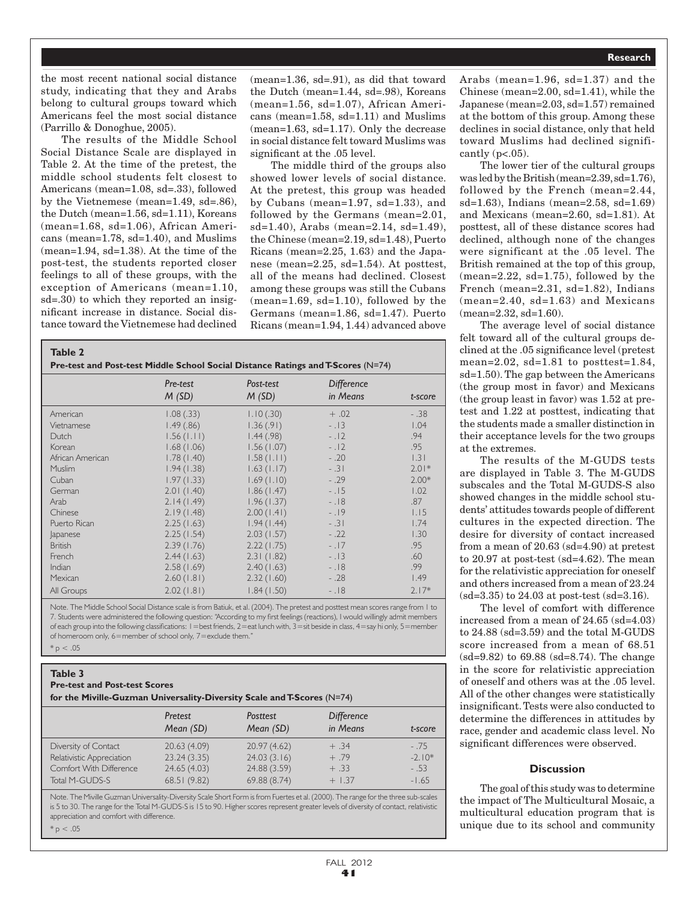the most recent national social distance study, indicating that they and Arabs belong to cultural groups toward which Americans feel the most social distance (Parrillo & Donoghue, 2005).

The results of the Middle School Social Distance Scale are displayed in Table 2. At the time of the pretest, the middle school students felt closest to Americans (mean=1.08, sd=.33), followed by the Vietnemese (mean=1.49, sd=.86), the Dutch (mean=1.56, sd=1.11), Koreans (mean=1.68, sd=1.06), African Americans (mean=1.78, sd=1.40), and Muslims (mean=1.94, sd=1.38). At the time of the post-test, the students reported closer feelings to all of these groups, with the exception of Americans (mean=1.10, sd=.30) to which they reported an insignificant increase in distance. Social distance toward the Vietnemese had declined (mean=1.36, sd=.91), as did that toward the Dutch (mean=1.44, sd=.98), Koreans (mean=1.56, sd=1.07), African Americans (mean=1.58, sd=1.11) and Muslims (mean=1.63, sd=1.17). Only the decrease in social distance felt toward Muslims was significant at the .05 level.

The middle third of the groups also showed lower levels of social distance. At the pretest, this group was headed by Cubans (mean=1.97, sd=1.33), and followed by the Germans (mean=2.01, sd=1.40), Arabs (mean=2.14, sd=1.49), the Chinese (mean=2.19, sd=1.48), Puerto Ricans (mean=2.25, 1.63) and the Japanese (mean=2.25, sd=1.54). At posttest, all of the means had declined. Closest among these groups was still the Cubans (mean=1.69, sd=1.10), followed by the Germans (mean=1.86, sd=1.47). Puerto Ricans (mean=1.94, 1.44) advanced above Arabs (mean=1.96, sd=1.37) and the Chinese (mean=2.00, sd=1.41), while the Japanese (mean=2.03, sd=1.57) remained at the bottom of this group. Among these declines in social distance, only that held toward Muslims had declined significantly ($p<.05$).

The lower tier of the cultural groups was led by the British (mean=2.39, sd=1.76), followed by the French (mean=2.44, sd=1.63), Indians (mean=2.58, sd=1.69) and Mexicans (mean=2.60, sd=1.81). At posttest, all of these distance scores had declined, although none of the changes were significant at the .05 level. The British remained at the top of this group, (mean=2.22, sd=1.75), followed by the French (mean=2.31, sd=1.82), Indians (mean=2.40, sd=1.63) and Mexicans (mean=2.32, sd=1.60).

The average level of social distance felt toward all of the cultural groups declined at the .05 significance level (pretest mean=2.02, sd=1.81 to posttest=1.84, sd=1.50). The gap between the Americans (the group most in favor) and Mexicans (the group least in favor) was 1.52 at pretest and 1.22 at posttest, indicating that the students made a smaller distinction in their acceptance levels for the two groups at the extremes.

The results of the M-GUDS tests are displayed in Table 3. The M-GUDS subscales and the Total M-GUDS-S also showed changes in the middle school students' attitudes towards people of different cultures in the expected direction. The desire for diversity of contact increased from a mean of 20.63 (sd=4.90) at pretest to 20.97 at post-test (sd=4.62). The mean for the relativistic appreciation for oneself and others increased from a mean of 23.24 (sd=3.35) to 24.03 at post-test (sd=3.16).

The level of comfort with difference increased from a mean of 24.65 (sd=4.03) to 24.88 (sd=3.59) and the total M-GUDS score increased from a mean of 68.51 (sd=9.82) to 69.88 (sd=8.74). The change in the score for relativistic appreciation of oneself and others was at the .05 level. All of the other changes were statistically insignificant. Tests were also conducted to determine the differences in attitudes by race, gender and academic class level. No significant differences were observed.

**Table 2**
**Pre-test and Post-test Middle School Social Distance Ratings and T-Scores (N=74)**

| | *Pre-test M (SD)* | *Post-test M (SD)* | *Difference in Means* | *t-score* |
|---|---|---|---|---|
| American | 1.08 (.33) | 1.10 (.30) | + .02 | - .38 |
| Vietnamese | 1.49 (.86) | 1.36 (.91) | - .13 | 1.04 |
| Dutch | 1.56 (1.11) | 1.44 (.98) | - .12 | .94 |
| Korean | 1.68 (1.06) | 1.56 (1.07) | - .12 | .95 |
| African American | 1.78 (1.40) | 1.58 (1.11) | - .20 | 1.31 |
| Muslim | 1.94 (1.38) | 1.63 (1.17) | - .31 | 2.01* |
| Cuban | 1.97 (1.33) | 1.69 (1.10) | - .29 | 2.00* |
| German | 2.01 (1.40) | 1.86 (1.47) | - .15 | 1.02 |
| Arab | 2.14 (1.49) | 1.96 (1.37) | - .18 | .87 |
| Chinese | 2.19 (1.48) | 2.00 (1.41) | - .19 | 1.15 |
| Puerto Rican | 2.25 (1.63) | 1.94 (1.44) | - .31 | 1.74 |
| Japanese | 2.25 (1.54) | 2.03 (1.57) | - .22 | 1.30 |
| British | 2.39 (1.76) | 2.22 (1.75) | - .17 | .95 |
| French | 2.44 (1.63) | 2.31 (1.82) | - .13 | .60 |
| Indian | 2.58 (1.69) | 2.40 (1.63) | - .18 | .99 |
| Mexican | 2.60 (1.81) | 2.32 (1.60) | - .28 | 1.49 |
| All Groups | 2.02 (1.81) | 1.84 (1.50) | - .18 | 2.17* |

Note. The Middle School Social Distance scale is from Batiuk, et al. (2004). The pretest and posttest mean scores range from 1 to 7. Students were administered the following question: "According to my first feelings (reactions), I would willingly admit members of each group into the following classifications: 1=best friends, 2=eat lunch with, 3=sit beside in class, 4=say hi only, 5=member of homeroom only, 6=member of school only, 7=exclude them."

* $p < .05$

**Table 3**
**Pre-test and Post-test Scores for the Miville-Guzman Universality-Diversity Scale and T-Scores (N=74)**

| | *Pretest Mean (SD)* | *Posttest Mean (SD)* | *Difference in Means* | *t-score* |
|---|---|---|---|---|
| Diversity of Contact | 20.63 (4.09) | 20.97 (4.62) | + .34 | - .75 |
| Relativistic Appreciation | 23.24 (3.35) | 24.03 (3.16) | + .79 | -2.10* |
| Comfort With Difference | 24.65 (4.03) | 24.88 (3.59) | + .33 | - .53 |
| Total M-GUDS-S | 68.51 (9.82) | 69.88 (8.74) | + 1.37 | -1.65 |

Note. The Miville Guzman Universality-Diversity Scale Short Form is from Fuertes et al. (2000). The range for the three sub-scales is 5 to 30. The range for the Total M-GUDS-S is 15 to 90. Higher scores represent greater levels of diversity of contact, relativistic appreciation and comfort with difference.

* $p < .05$

## Discussion

The goal of this study was to determine the impact of The Multicultural Mosaic, a multicultural education program that is unique due to its school and community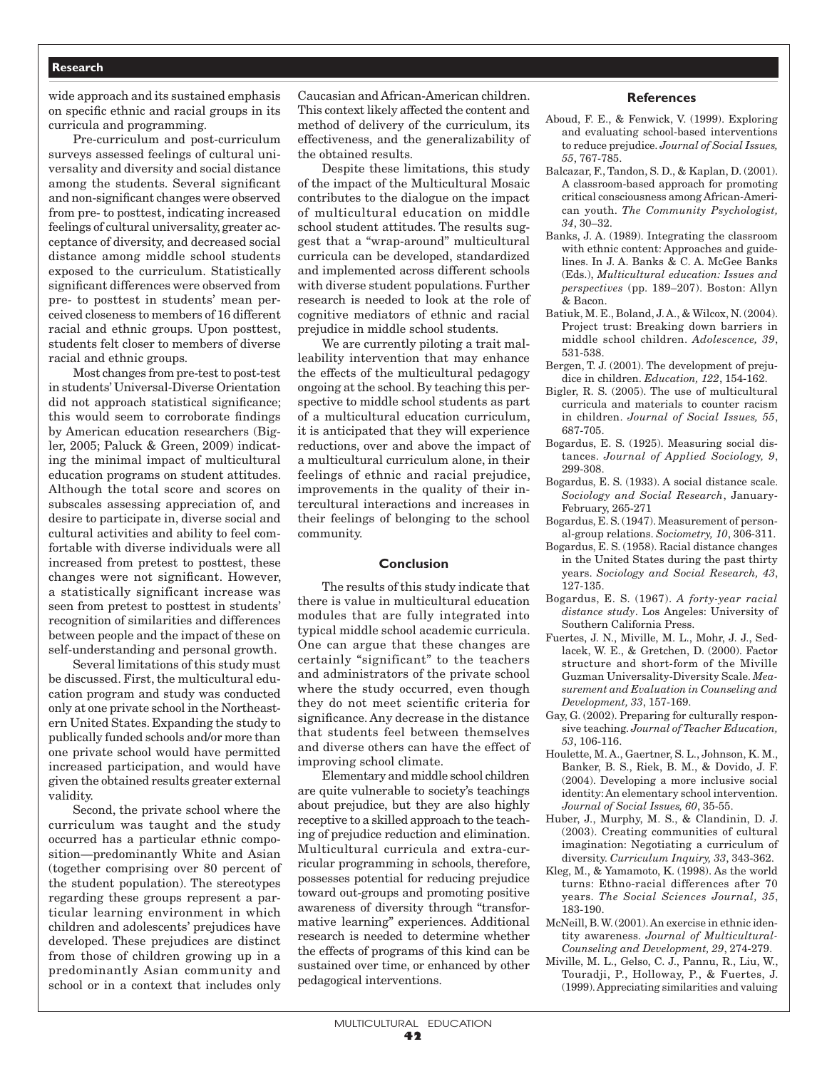wide approach and its sustained emphasis on specific ethnic and racial groups in its curricula and programming.

Pre-curriculum and post-curriculum surveys assessed feelings of cultural universality and diversity and social distance among the students. Several significant and non-significant changes were observed from pre- to posttest, indicating increased feelings of cultural universality, greater acceptance of diversity, and decreased social distance among middle school students exposed to the curriculum. Statistically significant differences were observed from pre- to posttest in students' mean perceived closeness to members of 16 different racial and ethnic groups. Upon posttest, students felt closer to members of diverse racial and ethnic groups.

Most changes from pre-test to post-test in students' Universal-Diverse Orientation did not approach statistical significance; this would seem to corroborate findings by American education researchers (Bigler, 2005; Paluck & Green, 2009) indicating the minimal impact of multicultural education programs on student attitudes. Although the total score and scores on subscales assessing appreciation of, and desire to participate in, diverse social and cultural activities and ability to feel comfortable with diverse individuals were all increased from pretest to posttest, these changes were not significant. However, a statistically significant increase was seen from pretest to posttest in students' recognition of similarities and differences between people and the impact of these on self-understanding and personal growth.

Several limitations of this study must be discussed. First, the multicultural education program and study was conducted only at one private school in the Northeastern United States. Expanding the study to publically funded schools and/or more than one private school would have permitted increased participation, and would have given the obtained results greater external validity.

Second, the private school where the curriculum was taught and the study occurred has a particular ethnic composition—predominantly White and Asian (together comprising over 80 percent of the student population). The stereotypes regarding these groups represent a particular learning environment in which children and adolescents' prejudices have developed. These prejudices are distinct from those of children growing up in a predominantly Asian community and school or in a context that includes only Caucasian and African-American children. This context likely affected the content and method of delivery of the curriculum, its effectiveness, and the generalizability of the obtained results.

Despite these limitations, this study of the impact of the Multicultural Mosaic contributes to the dialogue on the impact of multicultural education on middle school student attitudes. The results suggest that a "wrap-around" multicultural curricula can be developed, standardized and implemented across different schools with diverse student populations. Further research is needed to look at the role of cognitive mediators of ethnic and racial prejudice in middle school students.

We are currently piloting a trait malleability intervention that may enhance the effects of the multicultural pedagogy ongoing at the school. By teaching this perspective to middle school students as part of a multicultural education curriculum, it is anticipated that they will experience reductions, over and above the impact of a multicultural curriculum alone, in their feelings of ethnic and racial prejudice, improvements in the quality of their intercultural interactions and increases in their feelings of belonging to the school community.

## Conclusion

The results of this study indicate that there is value in multicultural education modules that are fully integrated into typical middle school academic curricula. One can argue that these changes are certainly "significant" to the teachers and administrators of the private school where the study occurred, even though they do not meet scientific criteria for significance. Any decrease in the distance that students feel between themselves and diverse others can have the effect of improving school climate.

Elementary and middle school children are quite vulnerable to society's teachings about prejudice, but they are also highly receptive to a skilled approach to the teaching of prejudice reduction and elimination. Multicultural curricula and extra-curricular programming in schools, therefore, possesses potential for reducing prejudice toward out-groups and promoting positive awareness of diversity through "transformative learning" experiences. Additional research is needed to determine whether the effects of programs of this kind can be sustained over time, or enhanced by other pedagogical interventions.

## References

Aboud, F. E., & Fenwick, V. (1999). Exploring and evaluating school-based interventions to reduce prejudice. *Journal of Social Issues, 55*, 767-785.

Balcazar, F., Tandon, S. D., & Kaplan, D. (2001). A classroom-based approach for promoting critical consciousness among African-American youth. *The Community Psychologist, 34*, 30–32.

Banks, J. A. (1989). Integrating the classroom with ethnic content: Approaches and guidelines. In J. A. Banks & C. A. McGee Banks (Eds.), *Multicultural education: Issues and perspectives* (pp. 189–207). Boston: Allyn & Bacon.

Batiuk, M. E., Boland, J. A., & Wilcox, N. (2004). Project trust: Breaking down barriers in middle school children. *Adolescence, 39*, 531-538.

Bergen, T. J. (2001). The development of prejudice in children. *Education, 122*, 154-162.

Bigler, R. S. (2005). The use of multicultural curricula and materials to counter racism in children. *Journal of Social Issues, 55*, 687-705.

Bogardus, E. S. (1925). Measuring social distances. *Journal of Applied Sociology, 9*, 299-308.

Bogardus, E. S. (1933). A social distance scale. *Sociology and Social Research*, January-February, 265-271

Bogardus, E. S. (1947). Measurement of personal-group relations. *Sociometry, 10*, 306-311.

Bogardus, E. S. (1958). Racial distance changes in the United States during the past thirty years. *Sociology and Social Research, 43*, 127-135.

Bogardus, E. S. (1967). *A forty-year racial distance study*. Los Angeles: University of Southern California Press.

Fuertes, J. N., Miville, M. L., Mohr, J. J., Sedlacek, W. E., & Gretchen, D. (2000). Factor structure and short-form of the Miville Guzman Universality-Diversity Scale. *Measurement and Evaluation in Counseling and Development, 33*, 157-169.

Gay, G. (2002). Preparing for culturally responsive teaching. *Journal of Teacher Education, 53*, 106-116.

Houlette, M. A., Gaertner, S. L., Johnson, K. M., Banker, B. S., Riek, B. M., & Dovido, J. F. (2004). Developing a more inclusive social identity: An elementary school intervention. *Journal of Social Issues, 60*, 35-55.

Huber, J., Murphy, M. S., & Clandinin, D. J. (2003). Creating communities of cultural imagination: Negotiating a curriculum of diversity. *Curriculum Inquiry, 33*, 343-362.

Kleg, M., & Yamamoto, K. (1998). As the world turns: Ethno-racial differences after 70 years. *The Social Sciences Journal, 35*, 183-190.

McNeill, B. W. (2001). An exercise in ethnic identity awareness. *Journal of Multicultural-Counseling and Development, 29*, 274-279.

Miville, M. L., Gelso, C. J., Pannu, R., Liu, W., Touradji, P., Holloway, P., & Fuertes, J. (1999). Appreciating similarities and valuing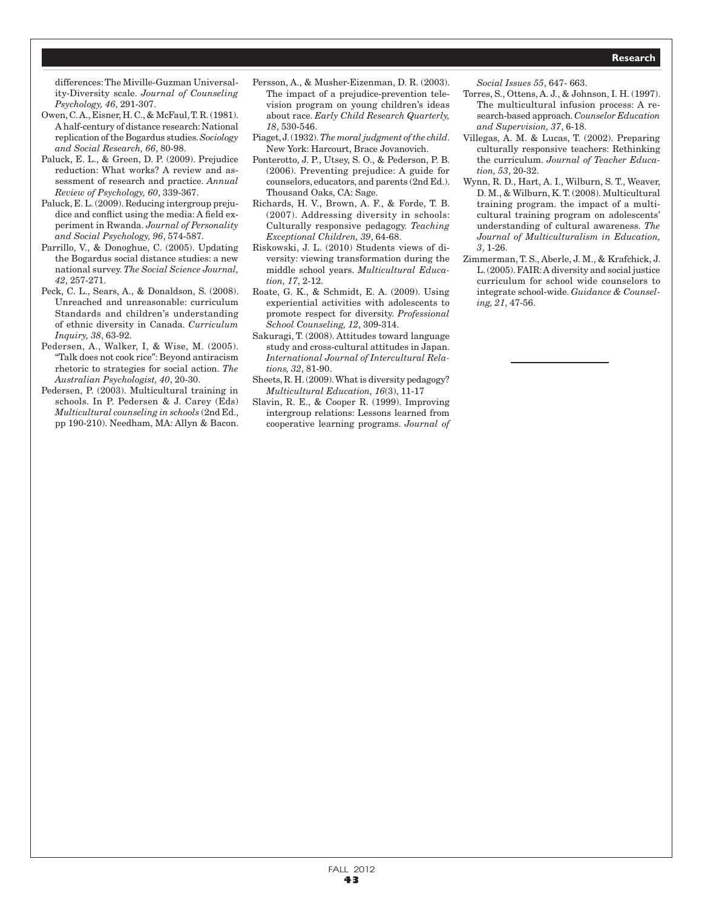differences: The Miville-Guzman Universality-Diversity scale. *Journal of Counseling Psychology, 46*, 291-307.

Owen, C. A., Eisner, H. C., & McFaul, T. R. (1981). A half-century of distance research: National replication of the Bogardus studies. *Sociology and Social Research, 66*, 80-98.

Paluck, E. L., & Green, D. P. (2009). Prejudice reduction: What works? A review and assessment of research and practice. *Annual Review of Psychology, 60*, 339-367.

Paluck, E. L. (2009). Reducing intergroup prejudice and conflict using the media: A field experiment in Rwanda. *Journal of Personality and Social Psychology, 96*, 574-587.

Parrillo, V., & Donoghue, C. (2005). Updating the Bogardus social distance studies: a new national survey. *The Social Science Journal, 42*, 257-271.

Peck, C. L., Sears, A., & Donaldson, S. (2008). Unreached and unreasonable: curriculum Standards and children's understanding of ethnic diversity in Canada. *Curriculum Inquiry, 38*, 63-92.

Pedersen, A., Walker, I, & Wise, M. (2005). "Talk does not cook rice": Beyond antiracism rhetoric to strategies for social action. *The Australian Psychologist, 40*, 20-30.

Pedersen, P. (2003). Multicultural training in schools. In P. Pedersen & J. Carey (Eds) *Multicultural counseling in schools* (2nd Ed., pp 190-210). Needham, MA: Allyn & Bacon.

Persson, A., & Musher-Eizenman, D. R. (2003). The impact of a prejudice-prevention television program on young children's ideas about race. *Early Child Research Quarterly, 18*, 530-546.

Piaget, J. (1932). *The moral judgment of the child*. New York: Harcourt, Brace Jovanovich.

Ponterotto, J. P., Utsey, S. O., & Pederson, P. B. (2006). Preventing prejudice: A guide for counselors, educators, and parents (2nd Ed.). Thousand Oaks, CA: Sage.

Richards, H. V., Brown, A. F., & Forde, T. B. (2007). Addressing diversity in schools: Culturally responsive pedagogy. *Teaching Exceptional Children, 39*, 64-68.

Riskowski, J. L. (2010) Students views of diversity: viewing transformation during the middle school years. *Multicultural Education, 17*, 2-12.

Roate, G. K., & Schmidt, E. A. (2009). Using experiential activities with adolescents to promote respect for diversity. *Professional School Counseling, 12*, 309-314.

Sakuragi, T. (2008). Attitudes toward language study and cross-cultural attitudes in Japan. *International Journal of Intercultural Relations, 32*, 81-90.

Sheets, R. H. (2009). What is diversity pedagogy? *Multicultural Education, 16*(3), 11-17

Slavin, R. E., & Cooper R. (1999). Improving intergroup relations: Lessons learned from cooperative learning programs. *Journal of Social Issues 55*, 647- 663.

Torres, S., Ottens, A. J., & Johnson, I. H. (1997). The multicultural infusion process: A research-based approach. *Counselor Education and Supervision, 37*, 6-18.

Villegas, A. M. & Lucas, T. (2002). Preparing culturally responsive teachers: Rethinking the curriculum. *Journal of Teacher Education, 53*, 20-32.

Wynn, R. D., Hart, A. I., Wilburn, S. T., Weaver, D. M., & Wilburn, K. T. (2008). Multicultural training program. the impact of a multicultural training program on adolescents' understanding of cultural awareness. *The Journal of Multiculturalism in Education, 3*, 1-26.

Zimmerman, T. S., Aberle, J. M., & Krafchick, J. L. (2005). FAIR: A diversity and social justice curriculum for school wide counselors to integrate school-wide. *Guidance & Counseling, 21*, 47-56.